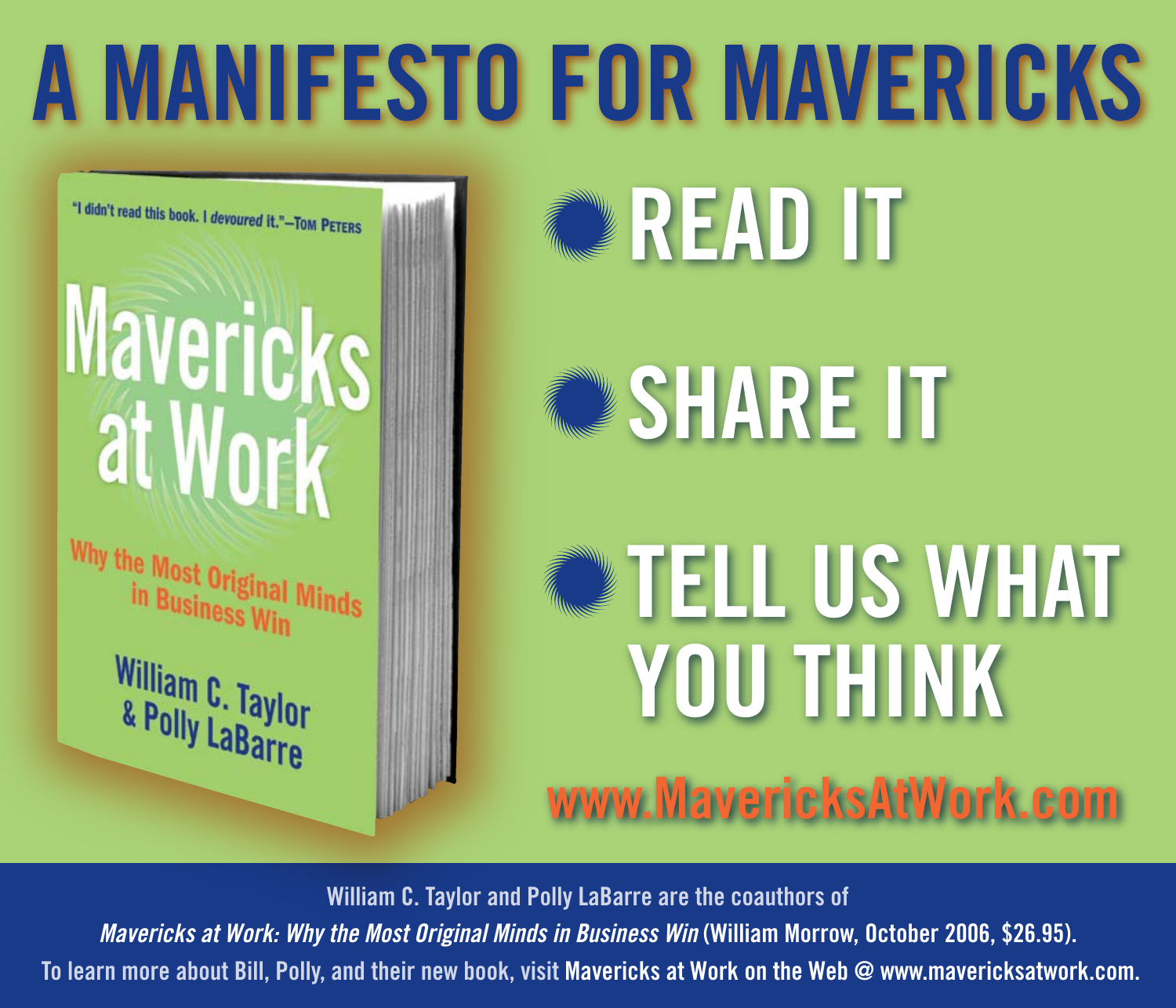# A MANIFESTO FOR MAVERICKS

"I didn't read this book. I *devoured* it." —Tom Peters

**Mavericks at Work**

Why the Most Original Minds in Business Win

William C. Taylor & Polly LaBarre

- READ IT
- SHARE IT
- TELL US WHAT YOU THINK

**www.MavericksAtWork.com**

William C. Taylor and Polly LaBarre are the coauthors of *Mavericks at Work: Why the Most Original Minds in Business Win* (William Morrow, October 2006, $26.95).
To learn more about Bill, Polly, and their new book, visit Mavericks at Work on the Web @ www.mavericksatwork.com.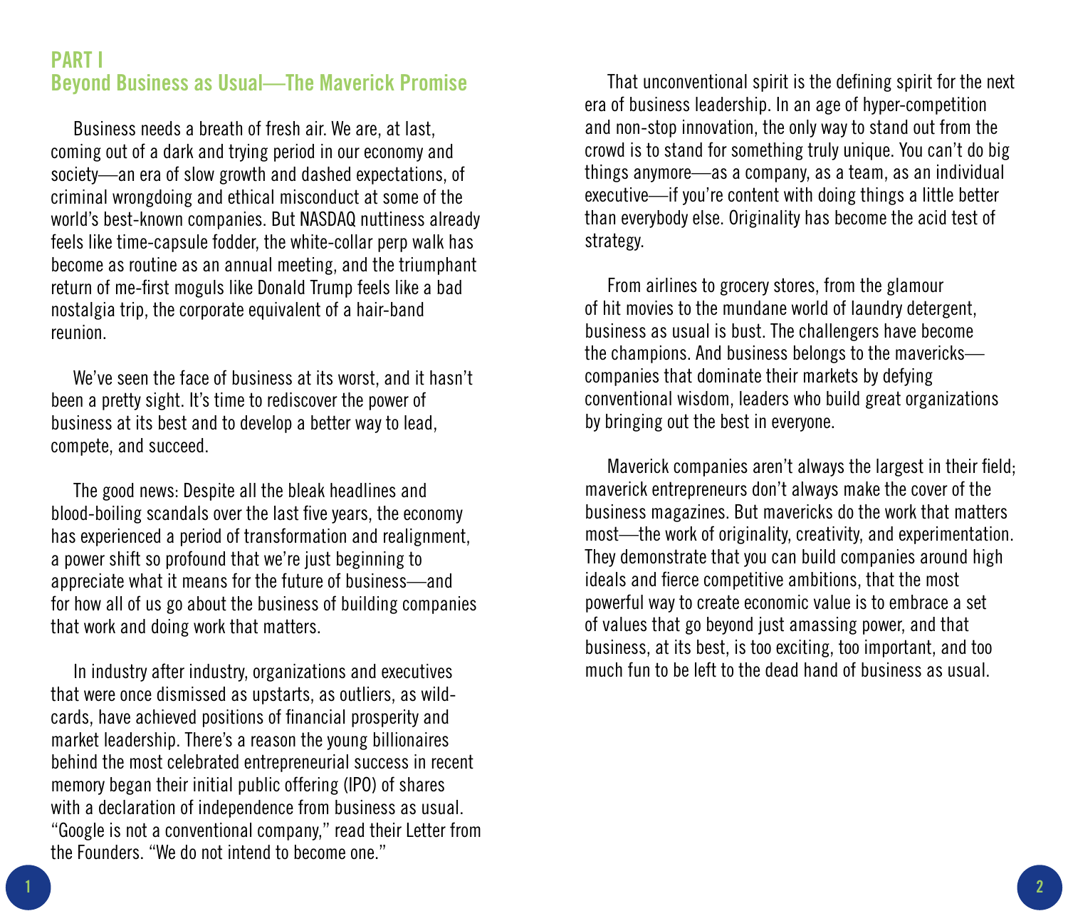## PART I
## Beyond Business as Usual—The Maverick Promise

Business needs a breath of fresh air. We are, at last, coming out of a dark and trying period in our economy and society—an era of slow growth and dashed expectations, of criminal wrongdoing and ethical misconduct at some of the world's best-known companies. But NASDAQ nuttiness already feels like time-capsule fodder, the white-collar perp walk has become as routine as an annual meeting, and the triumphant return of me-first moguls like Donald Trump feels like a bad nostalgia trip, the corporate equivalent of a hair-band reunion.

We've seen the face of business at its worst, and it hasn't been a pretty sight. It's time to rediscover the power of business at its best and to develop a better way to lead, compete, and succeed.

The good news: Despite all the bleak headlines and blood-boiling scandals over the last five years, the economy has experienced a period of transformation and realignment, a power shift so profound that we're just beginning to appreciate what it means for the future of business—and for how all of us go about the business of building companies that work and doing work that matters.

In industry after industry, organizations and executives that were once dismissed as upstarts, as outliers, as wild-cards, have achieved positions of financial prosperity and market leadership. There's a reason the young billionaires behind the most celebrated entrepreneurial success in recent memory began their initial public offering (IPO) of shares with a declaration of independence from business as usual. "Google is not a conventional company," read their Letter from the Founders. "We do not intend to become one."

That unconventional spirit is the defining spirit for the next era of business leadership. In an age of hyper-competition and non-stop innovation, the only way to stand out from the crowd is to stand for something truly unique. You can't do big things anymore—as a company, as a team, as an individual executive—if you're content with doing things a little better than everybody else. Originality has become the acid test of strategy.

From airlines to grocery stores, from the glamour of hit movies to the mundane world of laundry detergent, business as usual is bust. The challengers have become the champions. And business belongs to the mavericks—companies that dominate their markets by defying conventional wisdom, leaders who build great organizations by bringing out the best in everyone.

Maverick companies aren't always the largest in their field; maverick entrepreneurs don't always make the cover of the business magazines. But mavericks do the work that matters most—the work of originality, creativity, and experimentation. They demonstrate that you can build companies around high ideals and fierce competitive ambitions, that the most powerful way to create economic value is to embrace a set of values that go beyond just amassing power, and that business, at its best, is too exciting, too important, and too much fun to be left to the dead hand of business as usual.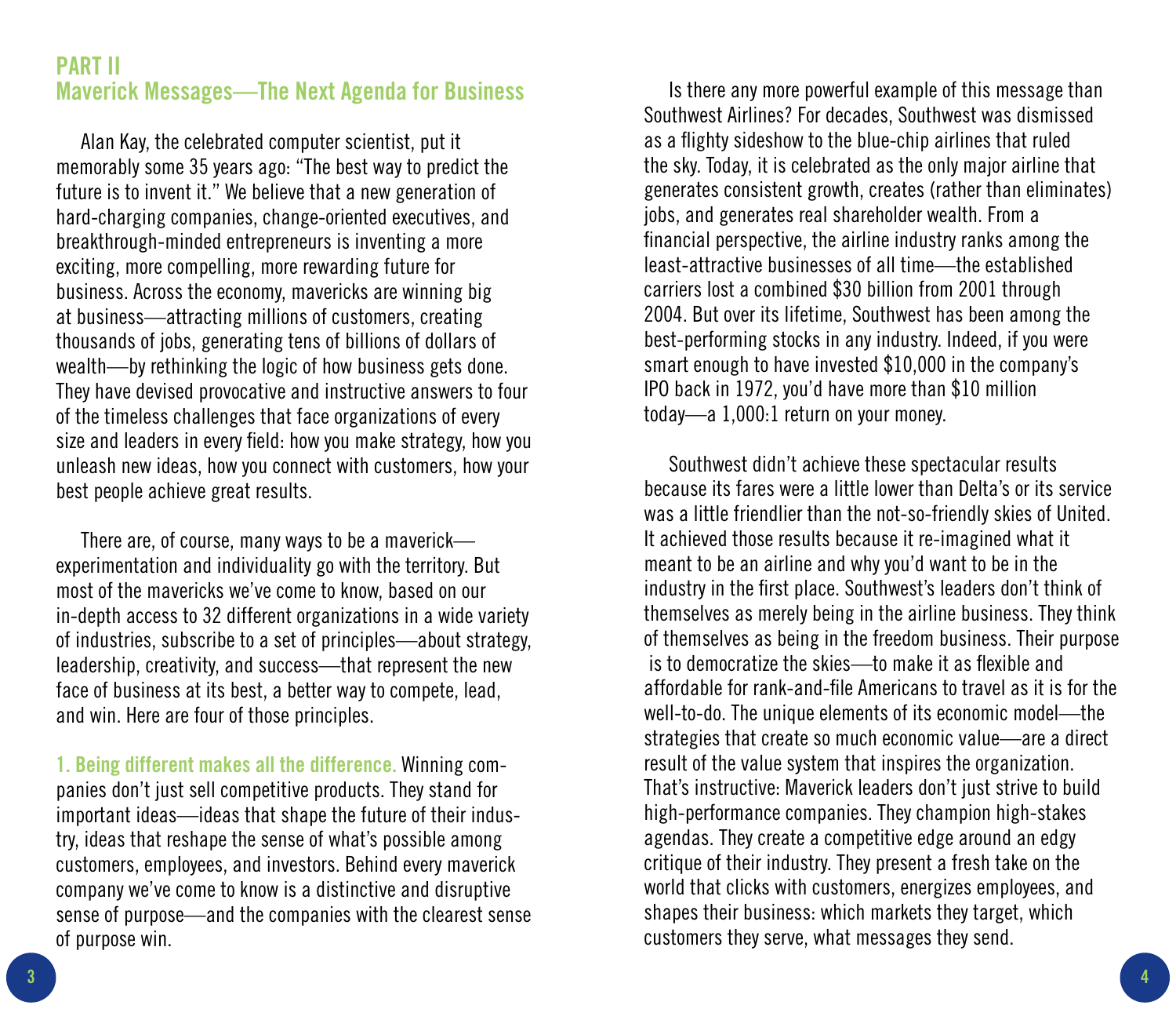## PART II
## Maverick Messages—The Next Agenda for Business

Alan Kay, the celebrated computer scientist, put it memorably some 35 years ago: "The best way to predict the future is to invent it." We believe that a new generation of hard-charging companies, change-oriented executives, and breakthrough-minded entrepreneurs is inventing a more exciting, more compelling, more rewarding future for business. Across the economy, mavericks are winning big at business—attracting millions of customers, creating thousands of jobs, generating tens of billions of dollars of wealth—by rethinking the logic of how business gets done. They have devised provocative and instructive answers to four of the timeless challenges that face organizations of every size and leaders in every field: how you make strategy, how you unleash new ideas, how you connect with customers, how your best people achieve great results.

There are, of course, many ways to be a maverick—experimentation and individuality go with the territory. But most of the mavericks we've come to know, based on our in-depth access to 32 different organizations in a wide variety of industries, subscribe to a set of principles—about strategy, leadership, creativity, and success—that represent the new face of business at its best, a better way to compete, lead, and win. Here are four of those principles.

**1. Being different makes all the difference.** Winning companies don't just sell competitive products. They stand for important ideas—ideas that shape the future of their industry, ideas that reshape the sense of what's possible among customers, employees, and investors. Behind every maverick company we've come to know is a distinctive and disruptive sense of purpose—and the companies with the clearest sense of purpose win.

Is there any more powerful example of this message than Southwest Airlines? For decades, Southwest was dismissed as a flighty sideshow to the blue-chip airlines that ruled the sky. Today, it is celebrated as the only major airline that generates consistent growth, creates (rather than eliminates) jobs, and generates real shareholder wealth. From a financial perspective, the airline industry ranks among the least-attractive businesses of all time—the established carriers lost a combined $30 billion from 2001 through 2004. But over its lifetime, Southwest has been among the best-performing stocks in any industry. Indeed, if you were smart enough to have invested $10,000 in the company's IPO back in 1972, you'd have more than $10 million today—a 1,000:1 return on your money.

Southwest didn't achieve these spectacular results because its fares were a little lower than Delta's or its service was a little friendlier than the not-so-friendly skies of United. It achieved those results because it re-imagined what it meant to be an airline and why you'd want to be in the industry in the first place. Southwest's leaders don't think of themselves as merely being in the airline business. They think of themselves as being in the freedom business. Their purpose is to democratize the skies—to make it as flexible and affordable for rank-and-file Americans to travel as it is for the well-to-do. The unique elements of its economic model—the strategies that create so much economic value—are a direct result of the value system that inspires the organization. That's instructive: Maverick leaders don't just strive to build high-performance companies. They champion high-stakes agendas. They create a competitive edge around an edgy critique of their industry. They present a fresh take on the world that clicks with customers, energizes employees, and shapes their business: which markets they target, which customers they serve, what messages they send.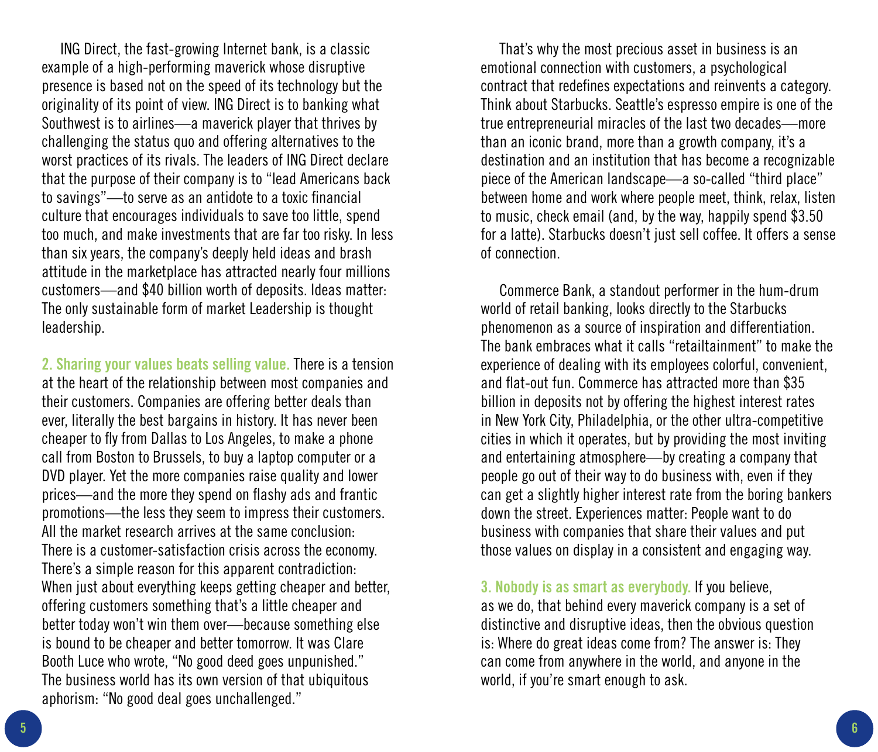ING Direct, the fast-growing Internet bank, is a classic example of a high-performing maverick whose disruptive presence is based not on the speed of its technology but the originality of its point of view. ING Direct is to banking what Southwest is to airlines—a maverick player that thrives by challenging the status quo and offering alternatives to the worst practices of its rivals. The leaders of ING Direct declare that the purpose of their company is to "lead Americans back to savings"—to serve as an antidote to a toxic financial culture that encourages individuals to save too little, spend too much, and make investments that are far too risky. In less than six years, the company's deeply held ideas and brash attitude in the marketplace has attracted nearly four millions customers—and $40 billion worth of deposits. Ideas matter: The only sustainable form of market Leadership is thought leadership.

**2. Sharing your values beats selling value.** There is a tension at the heart of the relationship between most companies and their customers. Companies are offering better deals than ever, literally the best bargains in history. It has never been cheaper to fly from Dallas to Los Angeles, to make a phone call from Boston to Brussels, to buy a laptop computer or a DVD player. Yet the more companies raise quality and lower prices—and the more they spend on flashy ads and frantic promotions—the less they seem to impress their customers. All the market research arrives at the same conclusion: There is a customer-satisfaction crisis across the economy. There's a simple reason for this apparent contradiction: When just about everything keeps getting cheaper and better, offering customers something that's a little cheaper and better today won't win them over—because something else is bound to be cheaper and better tomorrow. It was Clare Booth Luce who wrote, "No good deed goes unpunished." The business world has its own version of that ubiquitous aphorism: "No good deal goes unchallenged."

That's why the most precious asset in business is an emotional connection with customers, a psychological contract that redefines expectations and reinvents a category. Think about Starbucks. Seattle's espresso empire is one of the true entrepreneurial miracles of the last two decades—more than an iconic brand, more than a growth company, it's a destination and an institution that has become a recognizable piece of the American landscape—a so-called "third place" between home and work where people meet, think, relax, listen to music, check email (and, by the way, happily spend $3.50 for a latte). Starbucks doesn't just sell coffee. It offers a sense of connection.

Commerce Bank, a standout performer in the hum-drum world of retail banking, looks directly to the Starbucks phenomenon as a source of inspiration and differentiation. The bank embraces what it calls "retailtainment" to make the experience of dealing with its employees colorful, convenient, and flat-out fun. Commerce has attracted more than $35 billion in deposits not by offering the highest interest rates in New York City, Philadelphia, or the other ultra-competitive cities in which it operates, but by providing the most inviting and entertaining atmosphere—by creating a company that people go out of their way to do business with, even if they can get a slightly higher interest rate from the boring bankers down the street. Experiences matter: People want to do business with companies that share their values and put those values on display in a consistent and engaging way.

**3. Nobody is as smart as everybody.** If you believe, as we do, that behind every maverick company is a set of distinctive and disruptive ideas, then the obvious question is: Where do great ideas come from? The answer is: They can come from anywhere in the world, and anyone in the world, if you're smart enough to ask.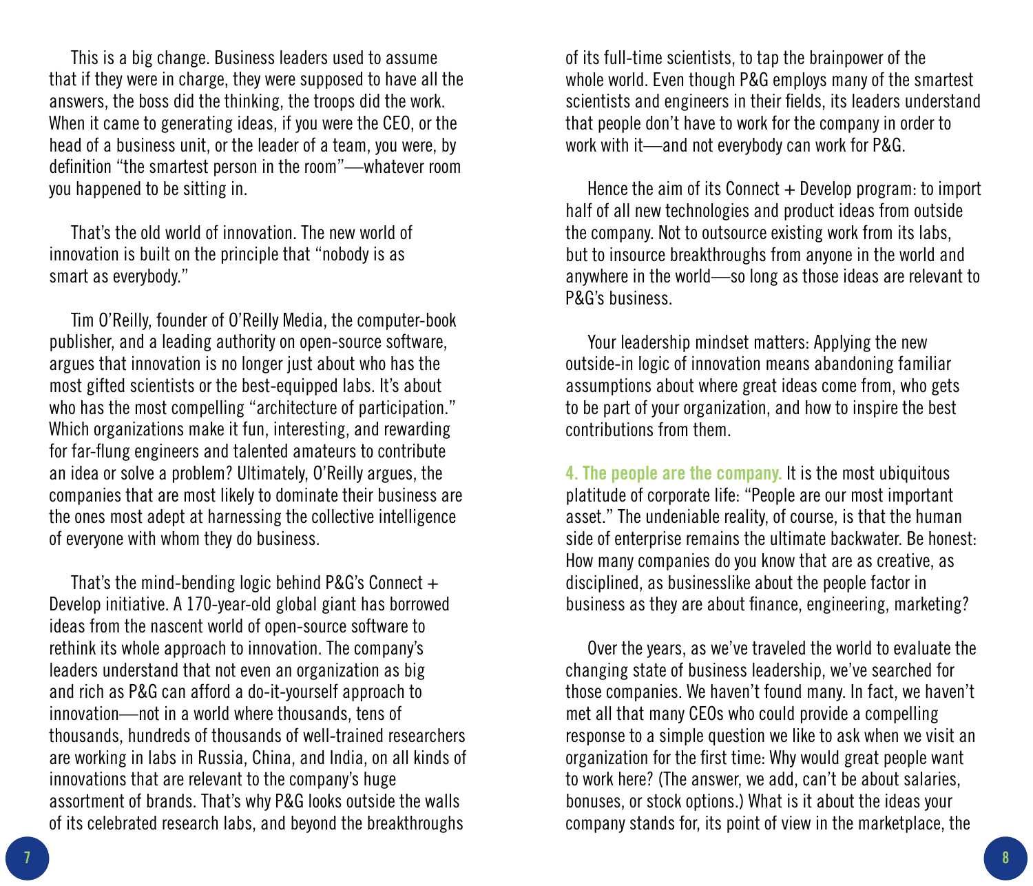This is a big change. Business leaders used to assume that if they were in charge, they were supposed to have all the answers, the boss did the thinking, the troops did the work. When it came to generating ideas, if you were the CEO, or the head of a business unit, or the leader of a team, you were, by definition "the smartest person in the room"—whatever room you happened to be sitting in.

That's the old world of innovation. The new world of innovation is built on the principle that "nobody is as smart as everybody."

Tim O'Reilly, founder of O'Reilly Media, the computer-book publisher, and a leading authority on open-source software, argues that innovation is no longer just about who has the most gifted scientists or the best-equipped labs. It's about who has the most compelling "architecture of participation." Which organizations make it fun, interesting, and rewarding for far-flung engineers and talented amateurs to contribute an idea or solve a problem? Ultimately, O'Reilly argues, the companies that are most likely to dominate their business are the ones most adept at harnessing the collective intelligence of everyone with whom they do business.

That's the mind-bending logic behind P&G's Connect + Develop initiative. A 170-year-old global giant has borrowed ideas from the nascent world of open-source software to rethink its whole approach to innovation. The company's leaders understand that not even an organization as big and rich as P&G can afford a do-it-yourself approach to innovation—not in a world where thousands, tens of thousands, hundreds of thousands of well-trained researchers are working in labs in Russia, China, and India, on all kinds of innovations that are relevant to the company's huge assortment of brands. That's why P&G looks outside the walls of its celebrated research labs, and beyond the breakthroughs of its full-time scientists, to tap the brainpower of the whole world. Even though P&G employs many of the smartest scientists and engineers in their fields, its leaders understand that people don't have to work for the company in order to work with it—and not everybody can work for P&G.

Hence the aim of its Connect + Develop program: to import half of all new technologies and product ideas from outside the company. Not to outsource existing work from its labs, but to insource breakthroughs from anyone in the world and anywhere in the world—so long as those ideas are relevant to P&G's business.

Your leadership mindset matters: Applying the new outside-in logic of innovation means abandoning familiar assumptions about where great ideas come from, who gets to be part of your organization, and how to inspire the best contributions from them.

**4. The people are the company.** It is the most ubiquitous platitude of corporate life: "People are our most important asset." The undeniable reality, of course, is that the human side of enterprise remains the ultimate backwater. Be honest: How many companies do you know that are as creative, as disciplined, as businesslike about the people factor in business as they are about finance, engineering, marketing?

Over the years, as we've traveled the world to evaluate the changing state of business leadership, we've searched for those companies. We haven't found many. In fact, we haven't met all that many CEOs who could provide a compelling response to a simple question we like to ask when we visit an organization for the first time: Why would great people want to work here? (The answer, we add, can't be about salaries, bonuses, or stock options.) What is it about the ideas your company stands for, its point of view in the marketplace, the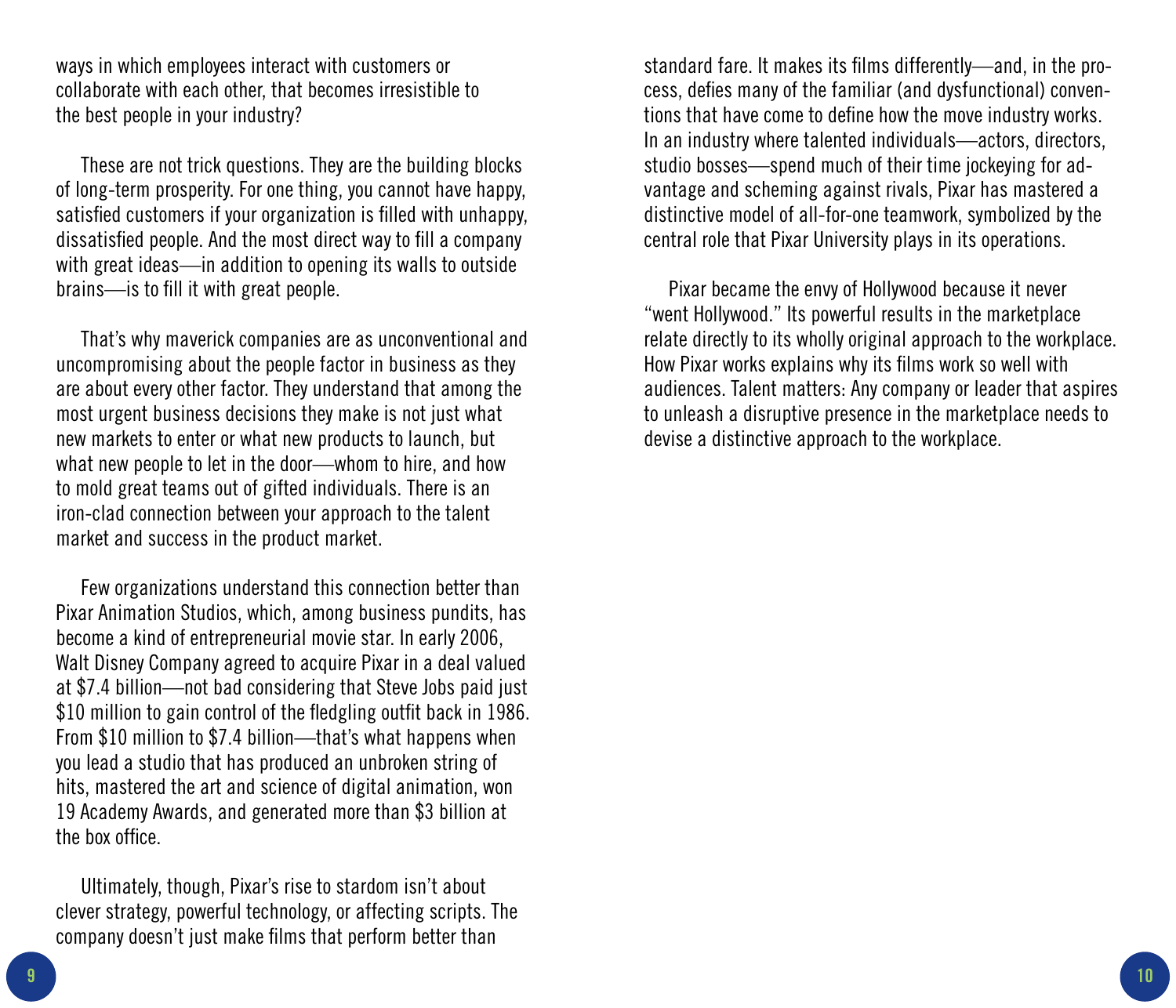ways in which employees interact with customers or collaborate with each other, that becomes irresistible to the best people in your industry?

These are not trick questions. They are the building blocks of long-term prosperity. For one thing, you cannot have happy, satisfied customers if your organization is filled with unhappy, dissatisfied people. And the most direct way to fill a company with great ideas—in addition to opening its walls to outside brains—is to fill it with great people.

That's why maverick companies are as unconventional and uncompromising about the people factor in business as they are about every other factor. They understand that among the most urgent business decisions they make is not just what new markets to enter or what new products to launch, but what new people to let in the door—whom to hire, and how to mold great teams out of gifted individuals. There is an iron-clad connection between your approach to the talent market and success in the product market.

Few organizations understand this connection better than Pixar Animation Studios, which, among business pundits, has become a kind of entrepreneurial movie star. In early 2006, Walt Disney Company agreed to acquire Pixar in a deal valued at $7.4 billion—not bad considering that Steve Jobs paid just $10 million to gain control of the fledgling outfit back in 1986. From $10 million to $7.4 billion—that's what happens when you lead a studio that has produced an unbroken string of hits, mastered the art and science of digital animation, won 19 Academy Awards, and generated more than $3 billion at the box office.

Ultimately, though, Pixar's rise to stardom isn't about clever strategy, powerful technology, or affecting scripts. The company doesn't just make films that perform better than standard fare. It makes its films differently—and, in the process, defies many of the familiar (and dysfunctional) conventions that have come to define how the move industry works. In an industry where talented individuals—actors, directors, studio bosses—spend much of their time jockeying for advantage and scheming against rivals, Pixar has mastered a distinctive model of all-for-one teamwork, symbolized by the central role that Pixar University plays in its operations.

Pixar became the envy of Hollywood because it never "went Hollywood." Its powerful results in the marketplace relate directly to its wholly original approach to the workplace. How Pixar works explains why its films work so well with audiences. Talent matters: Any company or leader that aspires to unleash a disruptive presence in the marketplace needs to devise a distinctive approach to the workplace.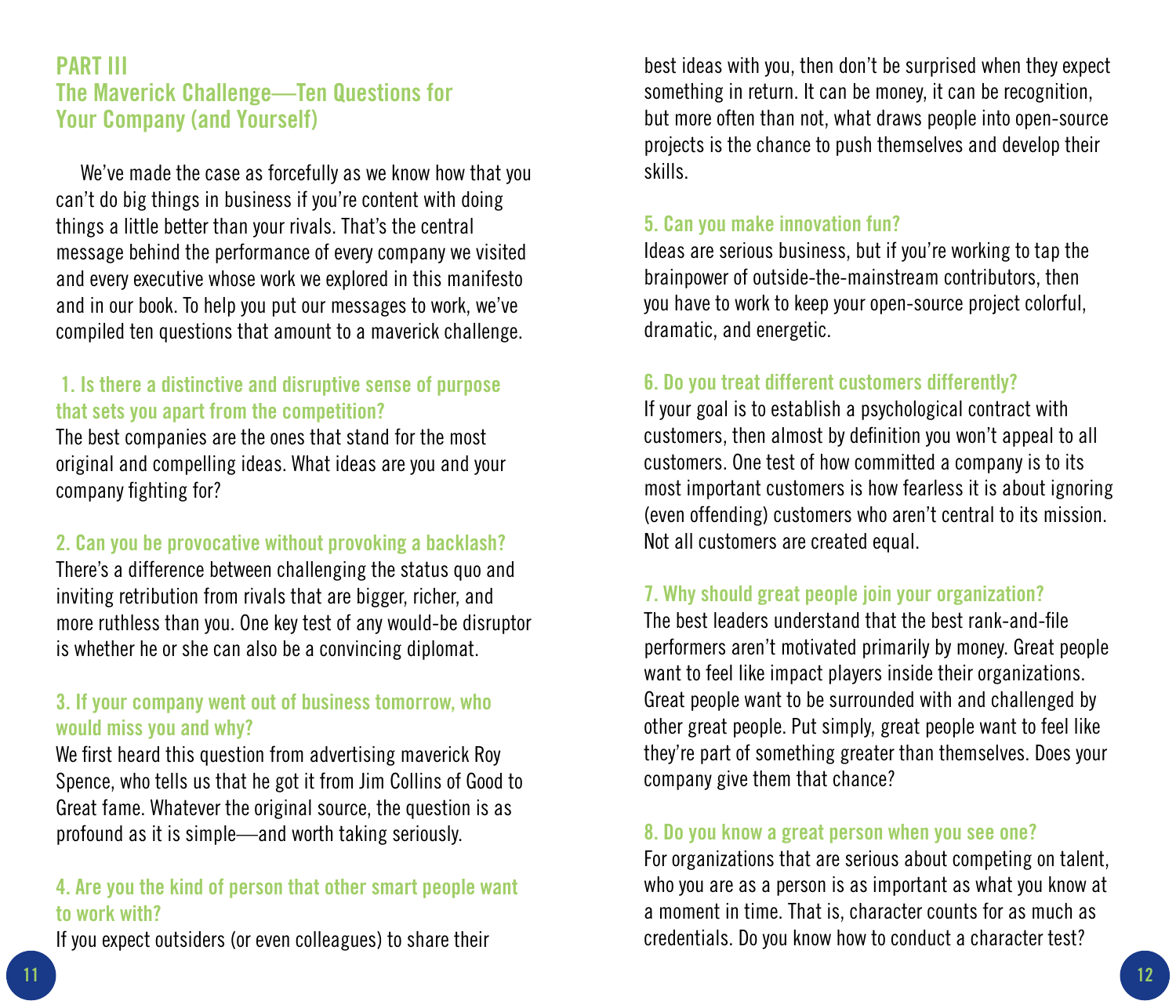## PART III
## The Maverick Challenge—Ten Questions for Your Company (and Yourself)

We've made the case as forcefully as we know how that you can't do big things in business if you're content with doing things a little better than your rivals. That's the central message behind the performance of every company we visited and every executive whose work we explored in this manifesto and in our book. To help you put our messages to work, we've compiled ten questions that amount to a maverick challenge.

### 1. Is there a distinctive and disruptive sense of purpose that sets you apart from the competition?

The best companies are the ones that stand for the most original and compelling ideas. What ideas are you and your company fighting for?

### 2. Can you be provocative without provoking a backlash?

There's a difference between challenging the status quo and inviting retribution from rivals that are bigger, richer, and more ruthless than you. One key test of any would-be disruptor is whether he or she can also be a convincing diplomat.

### 3. If your company went out of business tomorrow, who would miss you and why?

We first heard this question from advertising maverick Roy Spence, who tells us that he got it from Jim Collins of Good to Great fame. Whatever the original source, the question is as profound as it is simple—and worth taking seriously.

### 4. Are you the kind of person that other smart people want to work with?

If you expect outsiders (or even colleagues) to share their best ideas with you, then don't be surprised when they expect something in return. It can be money, it can be recognition, but more often than not, what draws people into open-source projects is the chance to push themselves and develop their skills.

### 5. Can you make innovation fun?

Ideas are serious business, but if you're working to tap the brainpower of outside-the-mainstream contributors, then you have to work to keep your open-source project colorful, dramatic, and energetic.

### 6. Do you treat different customers differently?

If your goal is to establish a psychological contract with customers, then almost by definition you won't appeal to all customers. One test of how committed a company is to its most important customers is how fearless it is about ignoring (even offending) customers who aren't central to its mission. Not all customers are created equal.

### 7. Why should great people join your organization?

The best leaders understand that the best rank-and-file performers aren't motivated primarily by money. Great people want to feel like impact players inside their organizations. Great people want to be surrounded with and challenged by other great people. Put simply, great people want to feel like they're part of something greater than themselves. Does your company give them that chance?

### 8. Do you know a great person when you see one?

For organizations that are serious about competing on talent, who you are as a person is as important as what you know at a moment in time. That is, character counts for as much as credentials. Do you know how to conduct a character test?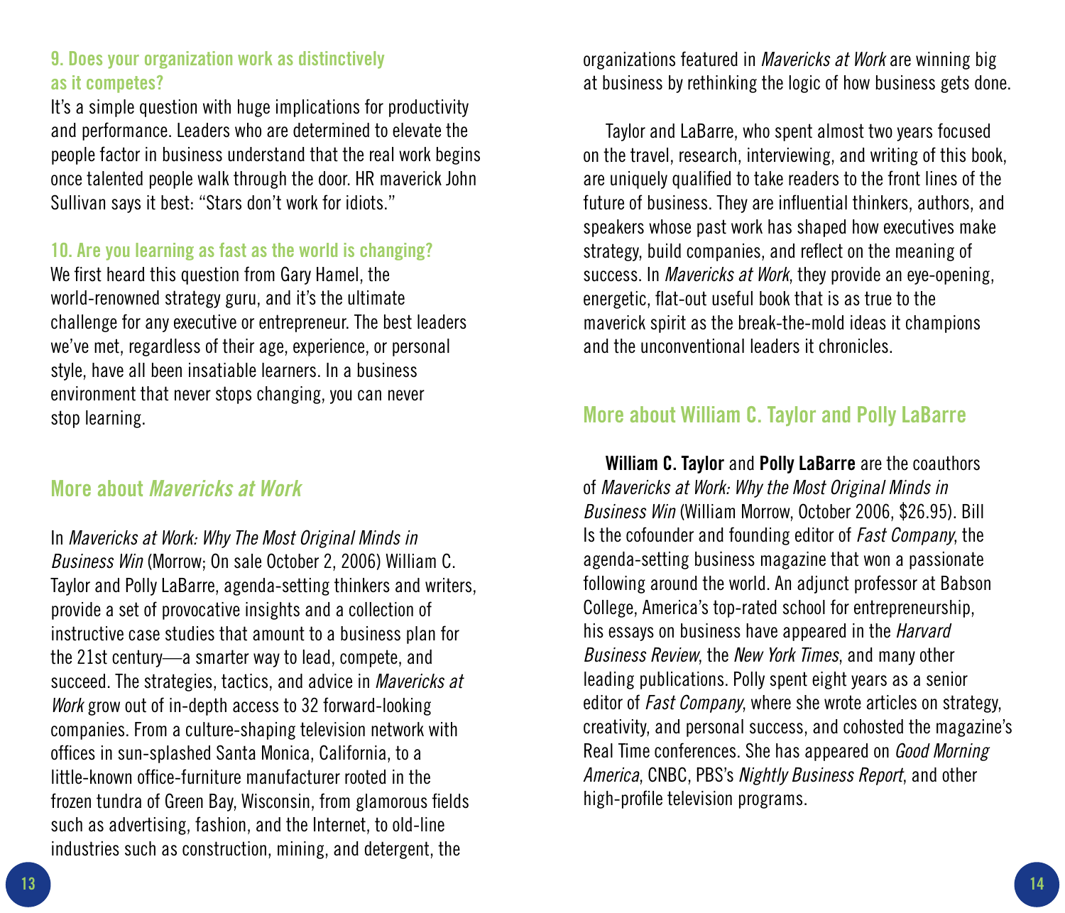### 9. Does your organization work as distinctively as it competes?

It's a simple question with huge implications for productivity and performance. Leaders who are determined to elevate the people factor in business understand that the real work begins once talented people walk through the door. HR maverick John Sullivan says it best: "Stars don't work for idiots."

### 10. Are you learning as fast as the world is changing?

We first heard this question from Gary Hamel, the world-renowned strategy guru, and it's the ultimate challenge for any executive or entrepreneur. The best leaders we've met, regardless of their age, experience, or personal style, have all been insatiable learners. In a business environment that never stops changing, you can never stop learning.

## More about *Mavericks at Work*

In *Mavericks at Work: Why The Most Original Minds in Business Win* (Morrow; On sale October 2, 2006) William C. Taylor and Polly LaBarre, agenda-setting thinkers and writers, provide a set of provocative insights and a collection of instructive case studies that amount to a business plan for the 21st century—a smarter way to lead, compete, and succeed. The strategies, tactics, and advice in *Mavericks at Work* grow out of in-depth access to 32 forward-looking companies. From a culture-shaping television network with offices in sun-splashed Santa Monica, California, to a little-known office-furniture manufacturer rooted in the frozen tundra of Green Bay, Wisconsin, from glamorous fields such as advertising, fashion, and the Internet, to old-line industries such as construction, mining, and detergent, the organizations featured in *Mavericks at Work* are winning big at business by rethinking the logic of how business gets done.

Taylor and LaBarre, who spent almost two years focused on the travel, research, interviewing, and writing of this book, are uniquely qualified to take readers to the front lines of the future of business. They are influential thinkers, authors, and speakers whose past work has shaped how executives make strategy, build companies, and reflect on the meaning of success. In *Mavericks at Work*, they provide an eye-opening, energetic, flat-out useful book that is as true to the maverick spirit as the break-the-mold ideas it champions and the unconventional leaders it chronicles.

## More about William C. Taylor and Polly LaBarre

**William C. Taylor** and **Polly LaBarre** are the coauthors of *Mavericks at Work: Why the Most Original Minds in Business Win* (William Morrow, October 2006, $26.95). Bill Is the cofounder and founding editor of *Fast Company*, the agenda-setting business magazine that won a passionate following around the world. An adjunct professor at Babson College, America's top-rated school for entrepreneurship, his essays on business have appeared in the *Harvard Business Review*, the *New York Times*, and many other leading publications. Polly spent eight years as a senior editor of *Fast Company*, where she wrote articles on strategy, creativity, and personal success, and cohosted the magazine's Real Time conferences. She has appeared on *Good Morning America*, CNBC, PBS's *Nightly Business Report*, and other high-profile television programs.